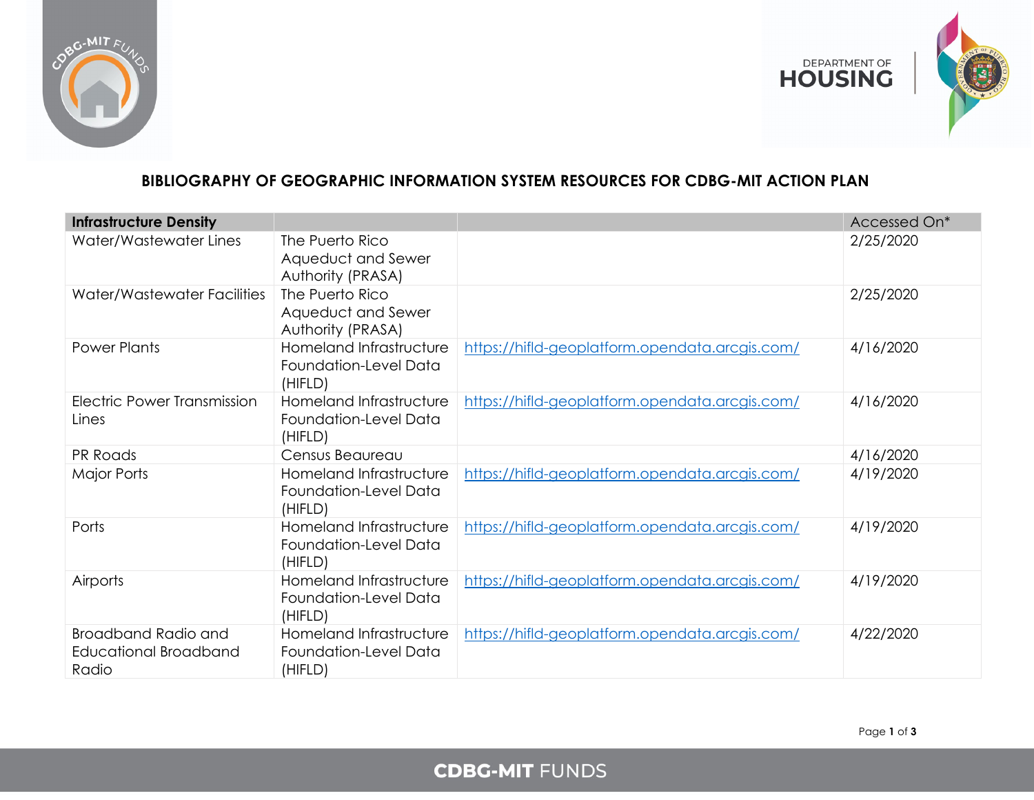**BIBLIOGRAPHY OF GEOGRAPHIC INFORMATION SYSTEM RESOURCES FOR CDBG-MIT ACTION PLAN**

| **Infrastructure Density** | | | Accessed On* |
|---|---|---|---|
| Water/Wastewater Lines | The Puerto Rico Aqueduct and Sewer Authority (PRASA) | | 2/25/2020 |
| Water/Wastewater Facilities | The Puerto Rico Aqueduct and Sewer Authority (PRASA) | | 2/25/2020 |
| Power Plants | Homeland Infrastructure Foundation-Level Data (HIFLD) | https://hifld-geoplatform.opendata.arcgis.com/ | 4/16/2020 |
| Electric Power Transmission Lines | Homeland Infrastructure Foundation-Level Data (HIFLD) | https://hifld-geoplatform.opendata.arcgis.com/ | 4/16/2020 |
| PR Roads | Census Beaureau | | 4/16/2020 |
| Major Ports | Homeland Infrastructure Foundation-Level Data (HIFLD) | https://hifld-geoplatform.opendata.arcgis.com/ | 4/19/2020 |
| Ports | Homeland Infrastructure Foundation-Level Data (HIFLD) | https://hifld-geoplatform.opendata.arcgis.com/ | 4/19/2020 |
| Airports | Homeland Infrastructure Foundation-Level Data (HIFLD) | https://hifld-geoplatform.opendata.arcgis.com/ | 4/19/2020 |
| Broadband Radio and Educational Broadband Radio | Homeland Infrastructure Foundation-Level Data (HIFLD) | https://hifld-geoplatform.opendata.arcgis.com/ | 4/22/2020 |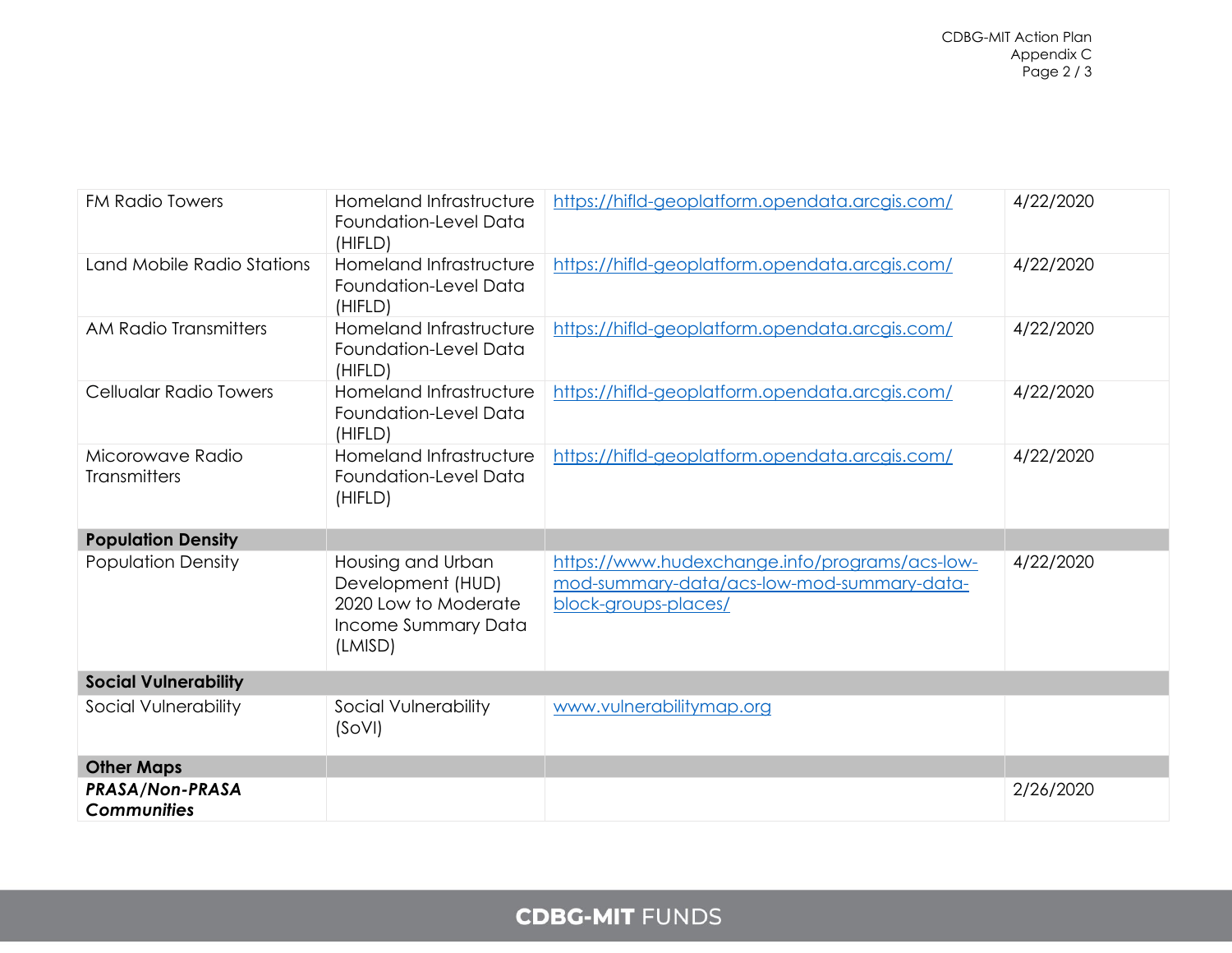| | | | |
|---|---|---|---|
| FM Radio Towers | Homeland Infrastructure Foundation-Level Data (HIFLD) | https://hifld-geoplatform.opendata.arcgis.com/ | 4/22/2020 |
| Land Mobile Radio Stations | Homeland Infrastructure Foundation-Level Data (HIFLD) | https://hifld-geoplatform.opendata.arcgis.com/ | 4/22/2020 |
| AM Radio Transmitters | Homeland Infrastructure Foundation-Level Data (HIFLD) | https://hifld-geoplatform.opendata.arcgis.com/ | 4/22/2020 |
| Cellualar Radio Towers | Homeland Infrastructure Foundation-Level Data (HIFLD) | https://hifld-geoplatform.opendata.arcgis.com/ | 4/22/2020 |
| Micorowave Radio Transmitters | Homeland Infrastructure Foundation-Level Data (HIFLD) | https://hifld-geoplatform.opendata.arcgis.com/ | 4/22/2020 |
| **Population Density** | | | |
| Population Density | Housing and Urban Development (HUD) 2020 Low to Moderate Income Summary Data (LMISD) | https://www.hudexchange.info/programs/acs-low-mod-summary-data/acs-low-mod-summary-data-block-groups-places/ | 4/22/2020 |
| **Social Vulnerability** | | | |
| Social Vulnerability | Social Vulnerability (SoVI) | www.vulnerabilitymap.org | |
| **Other Maps** | | | |
| ***PRASA/Non-PRASA Communities*** | | | 2/26/2020 |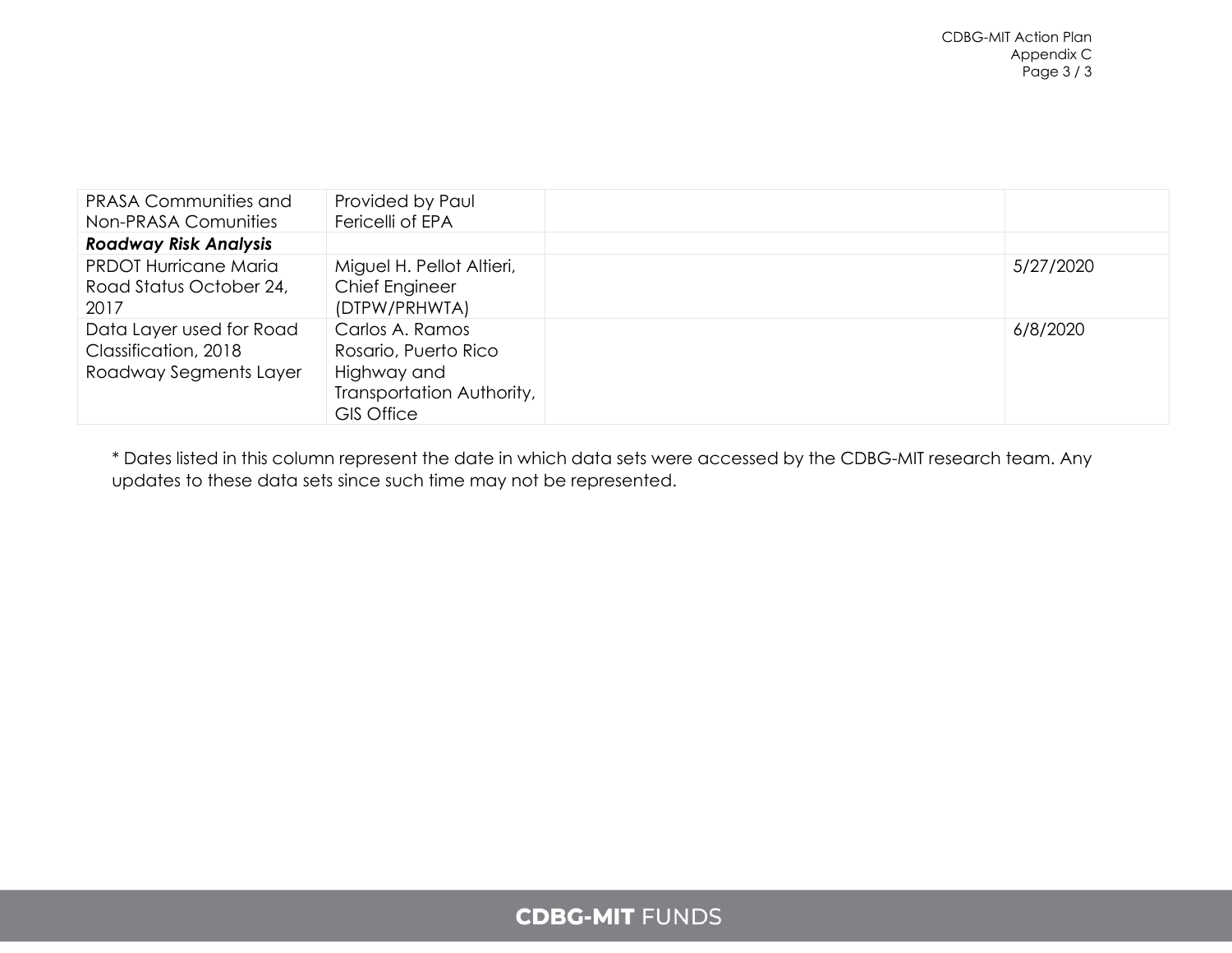| | | | |
|---|---|---|---|
| PRASA Communities and Non-PRASA Comunities | Provided by Paul Fericelli of EPA | | |
| ***Roadway Risk Analysis*** | | | |
| PRDOT Hurricane Maria Road Status October 24, 2017 | Miguel H. Pellot Altieri, Chief Engineer (DTPW/PRHWTA) | | 5/27/2020 |
| Data Layer used for Road Classification, 2018 Roadway Segments Layer | Carlos A. Ramos Rosario, Puerto Rico Highway and Transportation Authority, GIS Office | | 6/8/2020 |

* Dates listed in this column represent the date in which data sets were accessed by the CDBG-MIT research team. Any updates to these data sets since such time may not be represented.